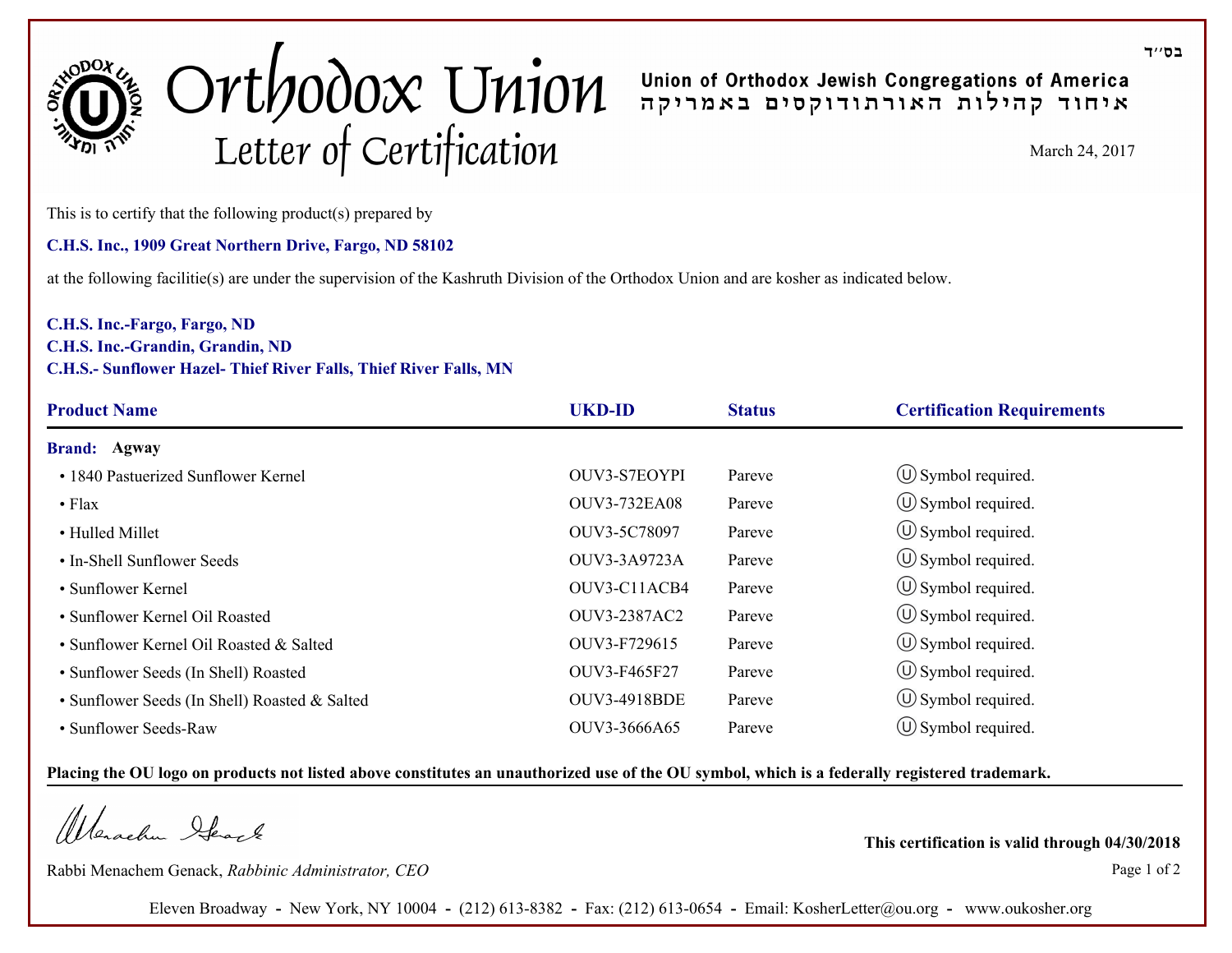בס״ד

# Orthodox Union Letter of Certification

**Union of Orthodox Jewish Congregations of America**
**איחוד קהילות האורתודוקסים באמריקה**

March 24, 2017

This is to certify that the following product(s) prepared by

**C.H.S. Inc., 1909 Great Northern Drive, Fargo, ND 58102**

at the following facilitie(s) are under the supervision of the Kashruth Division of the Orthodox Union and are kosher as indicated below.

**C.H.S. Inc.-Fargo, Fargo, ND**
**C.H.S. Inc.-Grandin, Grandin, ND**
**C.H.S.- Sunflower Hazel- Thief River Falls, Thief River Falls, MN**

| Product Name | UKD-ID | Status | Certification Requirements |
|---|---|---|---|
| **Brand: Agway** | | | |
| • 1840 Pasteurized Sunflower Kernel | OUV3-S7EOYPI | Pareve | Ⓤ Symbol required. |
| • Flax | OUV3-732EA08 | Pareve | Ⓤ Symbol required. |
| • Hulled Millet | OUV3-5C78097 | Pareve | Ⓤ Symbol required. |
| • In-Shell Sunflower Seeds | OUV3-3A9723A | Pareve | Ⓤ Symbol required. |
| • Sunflower Kernel | OUV3-C11ACB4 | Pareve | Ⓤ Symbol required. |
| • Sunflower Kernel Oil Roasted | OUV3-2387AC2 | Pareve | Ⓤ Symbol required. |
| • Sunflower Kernel Oil Roasted & Salted | OUV3-F729615 | Pareve | Ⓤ Symbol required. |
| • Sunflower Seeds (In Shell) Roasted | OUV3-F465F27 | Pareve | Ⓤ Symbol required. |
| • Sunflower Seeds (In Shell) Roasted & Salted | OUV3-4918BDE | Pareve | Ⓤ Symbol required. |
| • Sunflower Seeds-Raw | OUV3-3666A65 | Pareve | Ⓤ Symbol required. |

**Placing the OU logo on products not listed above constitutes an unauthorized use of the OU symbol, which is a federally registered trademark.**

Rabbi Menachem Genack, *Rabbinic Administrator, CEO*

**This certification is valid through 04/30/2018**

Eleven Broadway - New York, NY 10004 - (212) 613-8382 - Fax: (212) 613-0654 - Email: KosherLetter@ou.org - www.oukosher.org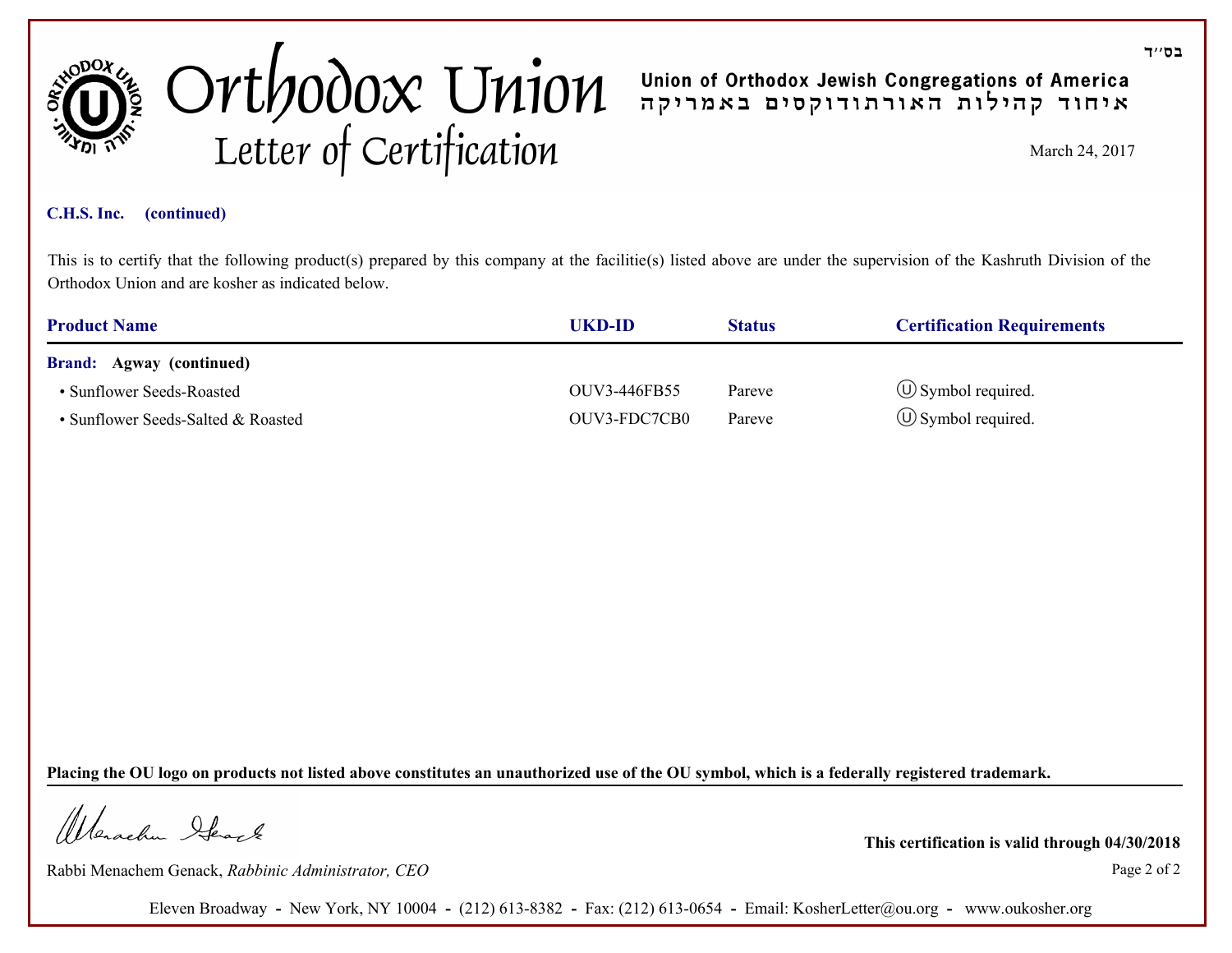בס״ד

# Orthodox Union

## Letter of Certification

Union of Orthodox Jewish Congregations of America
איחוד קהילות האורתודוקסים באמריקה

March 24, 2017

**C.H.S. Inc. (continued)**

This is to certify that the following product(s) prepared by this company at the facilitie(s) listed above are under the supervision of the Kashruth Division of the Orthodox Union and are kosher as indicated below.

| Product Name | UKD-ID | Status | Certification Requirements |
|---|---|---|---|
| **Brand: Agway (continued)** | | | |
| • Sunflower Seeds-Roasted | OUV3-446FB55 | Pareve | Ⓤ Symbol required. |
| • Sunflower Seeds-Salted & Roasted | OUV3-FDC7CB0 | Pareve | Ⓤ Symbol required. |

**Placing the OU logo on products not listed above constitutes an unauthorized use of the OU symbol, which is a federally registered trademark.**

Rabbi Menachem Genack, *Rabbinic Administrator, CEO*

**This certification is valid through 04/30/2018**

Eleven Broadway - New York, NY 10004 - (212) 613-8382 - Fax: (212) 613-0654 - Email: KosherLetter@ou.org - www.oukosher.org